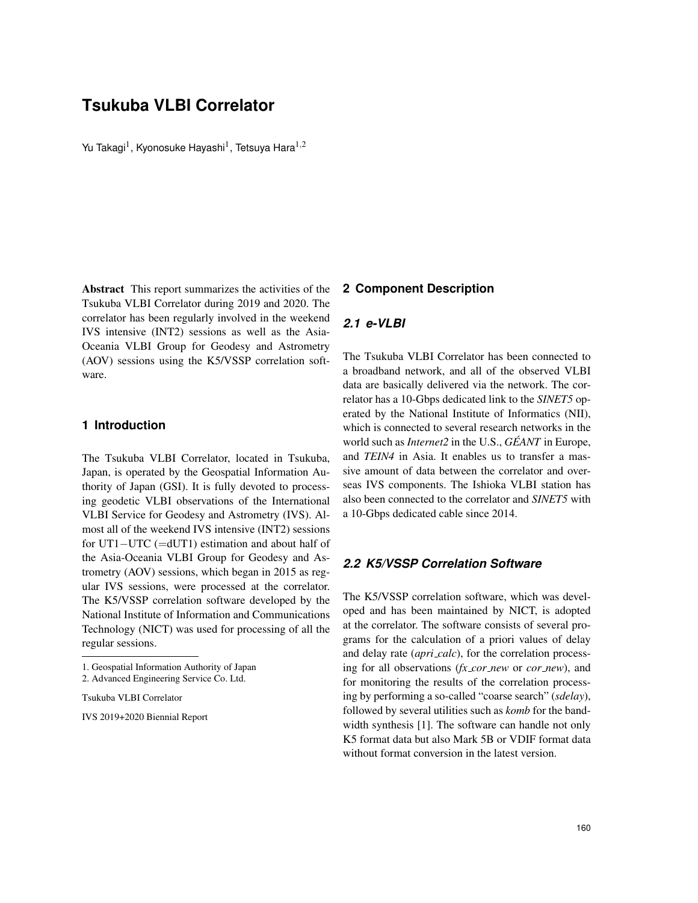# Tsukuba VLBI Correlator

Yu Takagi[1], Kyonosuke Hayashi[1], Tetsuya Hara[1,2]

**Abstract** This report summarizes the activities of the Tsukuba VLBI Correlator during 2019 and 2020. The correlator has been regularly involved in the weekend IVS intensive (INT2) sessions as well as the Asia-Oceania VLBI Group for Geodesy and Astrometry (AOV) sessions using the K5/VSSP correlation software.

## 1 Introduction

The Tsukuba VLBI Correlator, located in Tsukuba, Japan, is operated by the Geospatial Information Authority of Japan (GSI). It is fully devoted to processing geodetic VLBI observations of the International VLBI Service for Geodesy and Astrometry (IVS). Almost all of the weekend IVS intensive (INT2) sessions for UT1−UTC (=dUT1) estimation and about half of the Asia-Oceania VLBI Group for Geodesy and Astrometry (AOV) sessions, which began in 2015 as regular IVS sessions, were processed at the correlator. The K5/VSSP correlation software developed by the National Institute of Information and Communications Technology (NICT) was used for processing of all the regular sessions.

1. Geospatial Information Authority of Japan
2. Advanced Engineering Service Co. Ltd.

Tsukuba VLBI Correlator

IVS 2019+2020 Biennial Report

## 2 Component Description

### 2.1 e-VLBI

The Tsukuba VLBI Correlator has been connected to a broadband network, and all of the observed VLBI data are basically delivered via the network. The correlator has a 10-Gbps dedicated link to the *SINET5* operated by the National Institute of Informatics (NII), which is connected to several research networks in the world such as *Internet2* in the U.S., *GÉANT* in Europe, and *TEIN4* in Asia. It enables us to transfer a massive amount of data between the correlator and overseas IVS components. The Ishioka VLBI station has also been connected to the correlator and *SINET5* with a 10-Gbps dedicated cable since 2014.

### 2.2 K5/VSSP Correlation Software

The K5/VSSP correlation software, which was developed and has been maintained by NICT, is adopted at the correlator. The software consists of several programs for the calculation of a priori values of delay and delay rate (*apri_calc*), for the correlation processing for all observations (*fx_cor_new* or *cor_new*), and for monitoring the results of the correlation processing by performing a so-called "coarse search" (*sdelay*), followed by several utilities such as *komb* for the bandwidth synthesis [1]. The software can handle not only K5 format data but also Mark 5B or VDIF format data without format conversion in the latest version.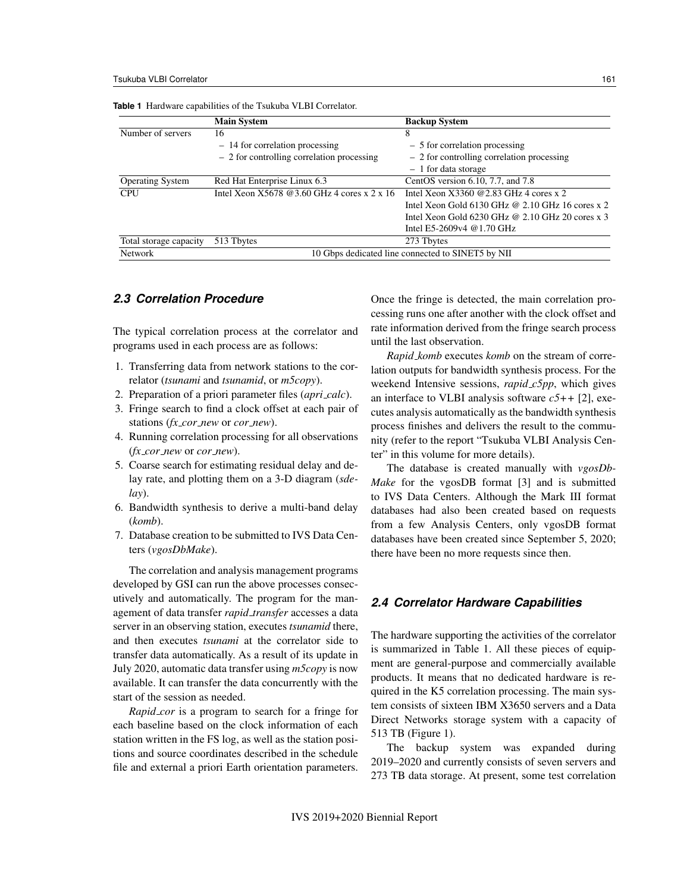**Table 1** Hardware capabilities of the Tsukuba VLBI Correlator.

| | Main System | Backup System |
|---|---|---|
| Number of servers | 16 | 8 |
| | – 14 for correlation processing | – 5 for correlation processing |
| | – 2 for controlling correlation processing | – 2 for controlling correlation processing |
| | | – 1 for data storage |
| Operating System | Red Hat Enterprise Linux 6.3 | CentOS version 6.10, 7.7, and 7.8 |
| CPU | Intel Xeon X5678 @3.60 GHz 4 cores x 2 x 16 | Intel Xeon X3360 @2.83 GHz 4 cores x 2 |
| | | Intel Xeon Gold 6130 GHz @ 2.10 GHz 16 cores x 2 |
| | | Intel Xeon Gold 6230 GHz @ 2.10 GHz 20 cores x 3 |
| | | Intel E5-2609v4 @1.70 GHz |
| Total storage capacity | 513 Tbytes | 273 Tbytes |
| Network | 10 Gbps dedicated line connected to SINET5 by NII | |

### 2.3 Correlation Procedure

The typical correlation process at the correlator and programs used in each process are as follows:

1. Transferring data from network stations to the correlator (*tsunami* and *tsunamid*, or *m5copy*).
2. Preparation of a priori parameter files (*apri_calc*).
3. Fringe search to find a clock offset at each pair of stations (*fx_cor_new* or *cor_new*).
4. Running correlation processing for all observations (*fx_cor_new* or *cor_new*).
5. Coarse search for estimating residual delay and delay rate, and plotting them on a 3-D diagram (*sdelay*).
6. Bandwidth synthesis to derive a multi-band delay (*komb*).
7. Database creation to be submitted to IVS Data Centers (*vgosDbMake*).

The correlation and analysis management programs developed by GSI can run the above processes consecutively and automatically. The program for the management of data transfer *rapid_transfer* accesses a data server in an observing station, executes *tsunamid* there, and then executes *tsunami* at the correlator side to transfer data automatically. As a result of its update in July 2020, automatic data transfer using *m5copy* is now available. It can transfer the data concurrently with the start of the session as needed.

*Rapid_cor* is a program to search for a fringe for each baseline based on the clock information of each station written in the FS log, as well as the station positions and source coordinates described in the schedule file and external a priori Earth orientation parameters. Once the fringe is detected, the main correlation processing runs one after another with the clock offset and rate information derived from the fringe search process until the last observation.

*Rapid_komb* executes *komb* on the stream of correlation outputs for bandwidth synthesis process. For the weekend Intensive sessions, *rapid_c5pp*, which gives an interface to VLBI analysis software *c5++* [2], executes analysis automatically as the bandwidth synthesis process finishes and delivers the result to the community (refer to the report "Tsukuba VLBI Analysis Center" in this volume for more details).

The database is created manually with *vgosDbMake* for the vgosDB format [3] and is submitted to IVS Data Centers. Although the Mark III format databases had also been created based on requests from a few Analysis Centers, only vgosDB format databases have been created since September 5, 2020; there have been no more requests since then.

### 2.4 Correlator Hardware Capabilities

The hardware supporting the activities of the correlator is summarized in Table 1. All these pieces of equipment are general-purpose and commercially available products. It means that no dedicated hardware is required in the K5 correlation processing. The main system consists of sixteen IBM X3650 servers and a Data Direct Networks storage system with a capacity of 513 TB (Figure 1).

The backup system was expanded during 2019–2020 and currently consists of seven servers and 273 TB data storage. At present, some test correlation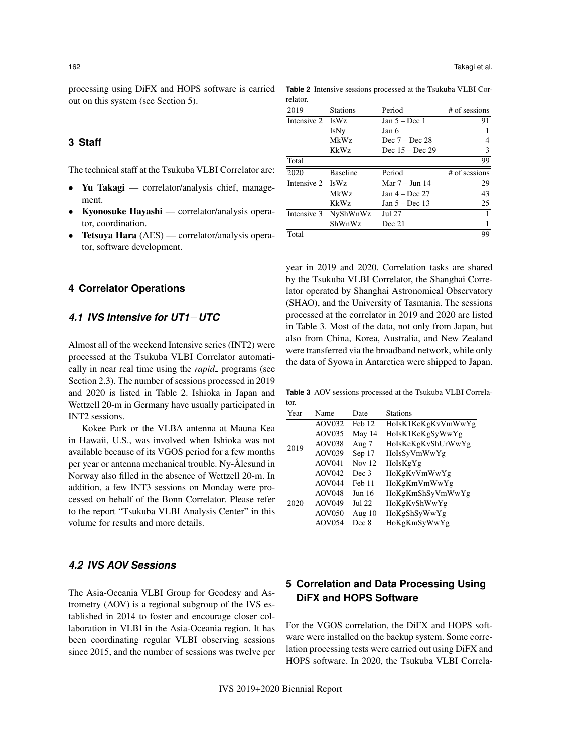processing using DiFX and HOPS software is carried out on this system (see Section 5).

## 3 Staff

The technical staff at the Tsukuba VLBI Correlator are:

- **Yu Takagi** — correlator/analysis chief, management.
- **Kyonosuke Hayashi** — correlator/analysis operator, coordination.
- **Tetsuya Hara** (AES) — correlator/analysis operator, software development.

## 4 Correlator Operations

### 4.1 IVS Intensive for UT1−UTC

Almost all of the weekend Intensive series (INT2) were processed at the Tsukuba VLBI Correlator automatically in near real time using the *rapid_* programs (see Section 2.3). The number of sessions processed in 2019 and 2020 is listed in Table 2. Ishioka in Japan and Wettzell 20-m in Germany have usually participated in INT2 sessions.

Kokee Park or the VLBA antenna at Mauna Kea in Hawaii, U.S., was involved when Ishioka was not available because of its VGOS period for a few months per year or antenna mechanical trouble. Ny-Ålesund in Norway also filled in the absence of Wettzell 20-m. In addition, a few INT3 sessions on Monday were processed on behalf of the Bonn Correlator. Please refer to the report "Tsukuba VLBI Analysis Center" in this volume for results and more details.

**Table 2** Intensive sessions processed at the Tsukuba VLBI Correlator.

| 2019 | Stations | Period | # of sessions |
|---|---|---|---|
| Intensive 2 | IsWz | Jan 5 – Dec 1 | 91 |
| | IsNy | Jan 6 | 1 |
| | MkWz | Dec 7 – Dec 28 | 4 |
| | KkWz | Dec 15 – Dec 29 | 3 |
| Total | | | 99 |
| **2020** | **Baseline** | **Period** | **# of sessions** |
| Intensive 2 | IsWz | Mar 7 – Jun 14 | 29 |
| | MkWz | Jan 4 – Dec 27 | 43 |
| | KkWz | Jan 5 – Dec 13 | 25 |
| Intensive 3 | NyShWnWz | Jul 27 | 1 |
| | ShWnWz | Dec 21 | 1 |
| Total | | | 99 |

### 4.2 IVS AOV Sessions

The Asia-Oceania VLBI Group for Geodesy and Astrometry (AOV) is a regional subgroup of the IVS established in 2014 to foster and encourage closer collaboration in VLBI in the Asia-Oceania region. It has been coordinating regular VLBI observing sessions since 2015, and the number of sessions was twelve per year in 2019 and 2020. Correlation tasks are shared by the Tsukuba VLBI Correlator, the Shanghai Correlator operated by Shanghai Astronomical Observatory (SHAO), and the University of Tasmania. The sessions processed at the correlator in 2019 and 2020 are listed in Table 3. Most of the data, not only from Japan, but also from China, Korea, Australia, and New Zealand were transferred via the broadband network, while only the data of Syowa in Antarctica were shipped to Japan.

**Table 3** AOV sessions processed at the Tsukuba VLBI Correlator.

| Year | Name | Date | Stations |
|---|---|---|---|
| 2019 | AOV032 | Feb 12 | HoIsK1KeKgKvVmWwYg |
| | AOV035 | May 14 | HoIsK1KeKgSyWwYg |
| | AOV038 | Aug 7 | HoIsKeKgKvShUrWwYg |
| | AOV039 | Sep 17 | HoIsSyVmWwYg |
| | AOV041 | Nov 12 | HoIsKgYg |
| | AOV042 | Dec 3 | HoKgKvVmWwYg |
| 2020 | AOV044 | Feb 11 | HoKgKmVmWwYg |
| | AOV048 | Jun 16 | HoKgKmShSyVmWwYg |
| | AOV049 | Jul 22 | HoKgKvShWwYg |
| | AOV050 | Aug 10 | HoKgShSyWwYg |
| | AOV054 | Dec 8 | HoKgKmSyWwYg |

## 5 Correlation and Data Processing Using DiFX and HOPS Software

For the VGOS correlation, the DiFX and HOPS software were installed on the backup system. Some correlation processing tests were carried out using DiFX and HOPS software. In 2020, the Tsukuba VLBI Correla-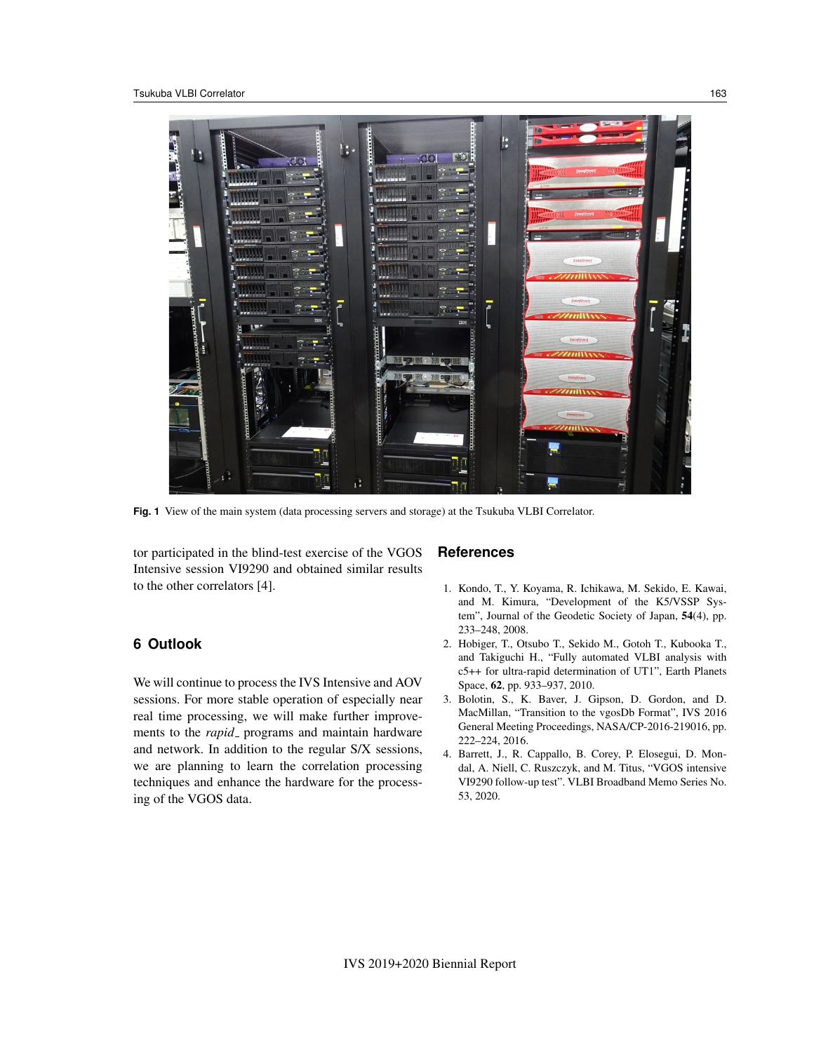**Fig. 1** View of the main system (data processing servers and storage) at the Tsukuba VLBI Correlator.

tor participated in the blind-test exercise of the VGOS Intensive session VI9290 and obtained similar results to the other correlators [4].

## 6 Outlook

We will continue to process the IVS Intensive and AOV sessions. For more stable operation of especially near real time processing, we will make further improvements to the *rapid_* programs and maintain hardware and network. In addition to the regular S/X sessions, we are planning to learn the correlation processing techniques and enhance the hardware for the processing of the VGOS data.

## References

1. Kondo, T., Y. Koyama, R. Ichikawa, M. Sekido, E. Kawai, and M. Kimura, "Development of the K5/VSSP System", Journal of the Geodetic Society of Japan, **54**(4), pp. 233–248, 2008.
2. Hobiger, T., Otsubo T., Sekido M., Gotoh T., Kubooka T., and Takiguchi H., "Fully automated VLBI analysis with c5++ for ultra-rapid determination of UT1", Earth Planets Space, **62**, pp. 933–937, 2010.
3. Bolotin, S., K. Baver, J. Gipson, D. Gordon, and D. MacMillan, "Transition to the vgosDb Format", IVS 2016 General Meeting Proceedings, NASA/CP-2016-219016, pp. 222–224, 2016.
4. Barrett, J., R. Cappallo, B. Corey, P. Elosegui, D. Mondal, A. Niell, C. Ruszczyk, and M. Titus, "VGOS intensive VI9290 follow-up test". VLBI Broadband Memo Series No. 53, 2020.